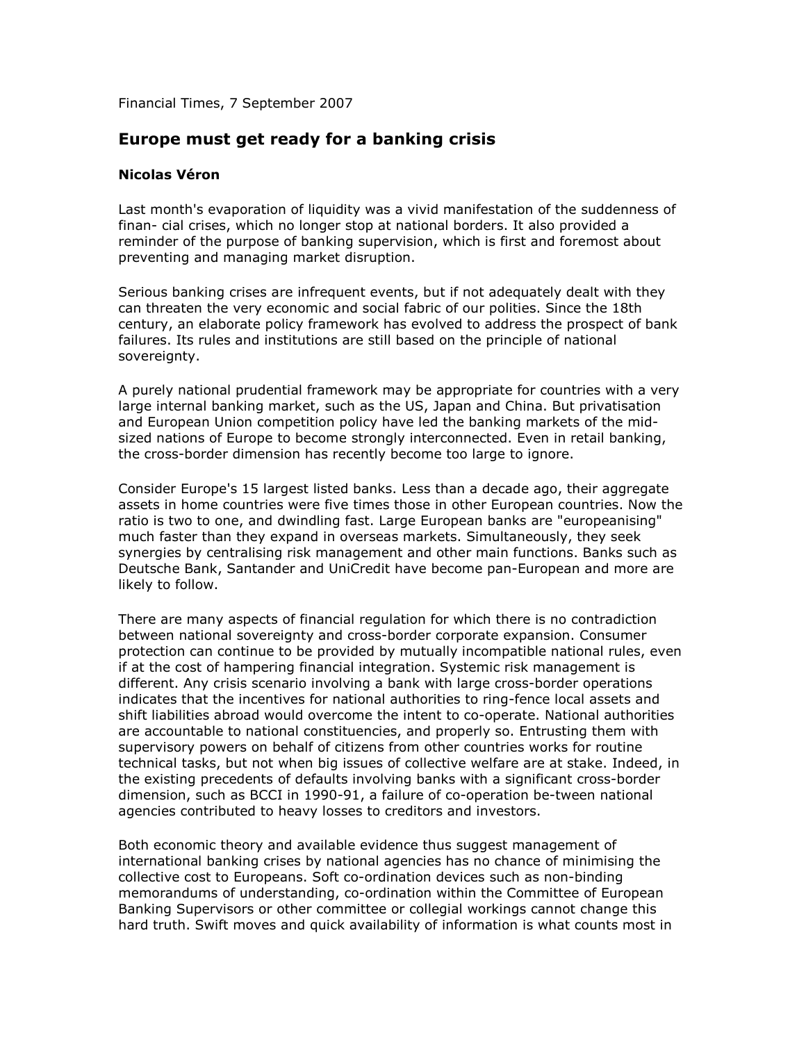Financial Times, 7 September 2007

# Europe must get ready for a banking crisis

**Nicolas Véron**

Last month's evaporation of liquidity was a vivid manifestation of the suddenness of finan- cial crises, which no longer stop at national borders. It also provided a reminder of the purpose of banking supervision, which is first and foremost about preventing and managing market disruption.

Serious banking crises are infrequent events, but if not adequately dealt with they can threaten the very economic and social fabric of our polities. Since the 18th century, an elaborate policy framework has evolved to address the prospect of bank failures. Its rules and institutions are still based on the principle of national sovereignty.

A purely national prudential framework may be appropriate for countries with a very large internal banking market, such as the US, Japan and China. But privatisation and European Union competition policy have led the banking markets of the mid-sized nations of Europe to become strongly interconnected. Even in retail banking, the cross-border dimension has recently become too large to ignore.

Consider Europe's 15 largest listed banks. Less than a decade ago, their aggregate assets in home countries were five times those in other European countries. Now the ratio is two to one, and dwindling fast. Large European banks are "europeanising" much faster than they expand in overseas markets. Simultaneously, they seek synergies by centralising risk management and other main functions. Banks such as Deutsche Bank, Santander and UniCredit have become pan-European and more are likely to follow.

There are many aspects of financial regulation for which there is no contradiction between national sovereignty and cross-border corporate expansion. Consumer protection can continue to be provided by mutually incompatible national rules, even if at the cost of hampering financial integration. Systemic risk management is different. Any crisis scenario involving a bank with large cross-border operations indicates that the incentives for national authorities to ring-fence local assets and shift liabilities abroad would overcome the intent to co-operate. National authorities are accountable to national constituencies, and properly so. Entrusting them with supervisory powers on behalf of citizens from other countries works for routine technical tasks, but not when big issues of collective welfare are at stake. Indeed, in the existing precedents of defaults involving banks with a significant cross-border dimension, such as BCCI in 1990-91, a failure of co-operation be-tween national agencies contributed to heavy losses to creditors and investors.

Both economic theory and available evidence thus suggest management of international banking crises by national agencies has no chance of minimising the collective cost to Europeans. Soft co-ordination devices such as non-binding memorandums of understanding, co-ordination within the Committee of European Banking Supervisors or other committee or collegial workings cannot change this hard truth. Swift moves and quick availability of information is what counts most in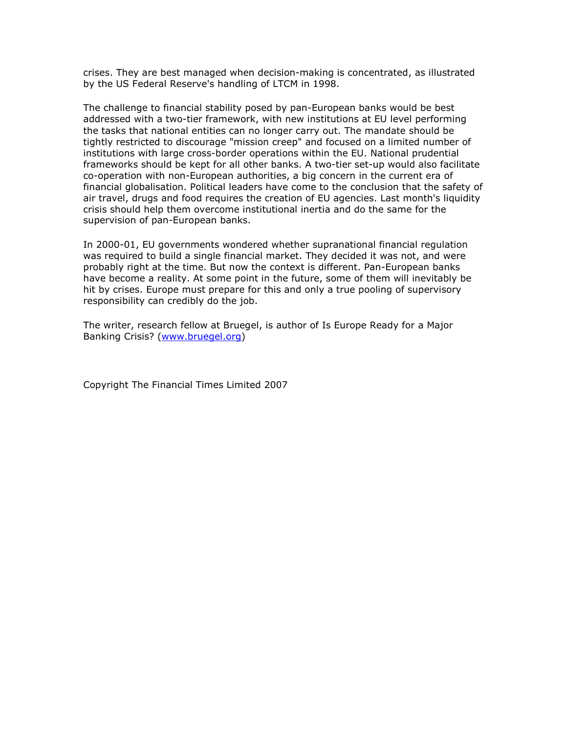crises. They are best managed when decision-making is concentrated, as illustrated by the US Federal Reserve's handling of LTCM in 1998.

The challenge to financial stability posed by pan-European banks would be best addressed with a two-tier framework, with new institutions at EU level performing the tasks that national entities can no longer carry out. The mandate should be tightly restricted to discourage "mission creep" and focused on a limited number of institutions with large cross-border operations within the EU. National prudential frameworks should be kept for all other banks. A two-tier set-up would also facilitate co-operation with non-European authorities, a big concern in the current era of financial globalisation. Political leaders have come to the conclusion that the safety of air travel, drugs and food requires the creation of EU agencies. Last month's liquidity crisis should help them overcome institutional inertia and do the same for the supervision of pan-European banks.

In 2000-01, EU governments wondered whether supranational financial regulation was required to build a single financial market. They decided it was not, and were probably right at the time. But now the context is different. Pan-European banks have become a reality. At some point in the future, some of them will inevitably be hit by crises. Europe must prepare for this and only a true pooling of supervisory responsibility can credibly do the job.

The writer, research fellow at Bruegel, is author of Is Europe Ready for a Major Banking Crisis? ([www.bruegel.org](http://www.bruegel.org))

Copyright The Financial Times Limited 2007